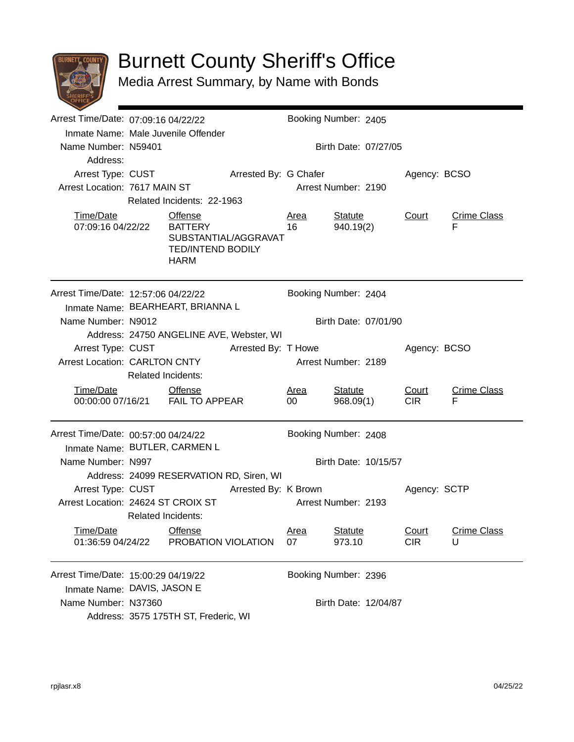# Burnett County Sheriff's Office

## Media Arrest Summary, by Name with Bonds

---

Arrest Time/Date: 07:09:16 04/22/22 | Booking Number: 2405

Inmate Name: Male Juvenile Offender

Name Number: N59401 | Birth Date: 07/27/05

Address:

Arrest Type: CUST | Arrested By: G Chafer | Agency: BCSO

Arrest Location: 7617 MAIN ST | Arrest Number: 2190

Related Incidents: 22-1963

| Time/Date | Offense | Area | Statute | Court | Crime Class |
|---|---|---|---|---|---|
| 07:09:16 04/22/22 | BATTERY SUBSTANTIAL/AGGRAVATTED/INTEND BODILY HARM | 16 | 940.19(2) | | F |

---

Arrest Time/Date: 12:57:06 04/22/22 | Booking Number: 2404

Inmate Name: BEARHEART, BRIANNA L

Name Number: N9012 | Birth Date: 07/01/90

Address: 24750 ANGELINE AVE, Webster, WI

Arrest Type: CUST | Arrested By: T Howe | Agency: BCSO

Arrest Location: CARLTON CNTY | Arrest Number: 2189

Related Incidents:

| Time/Date | Offense | Area | Statute | Court | Crime Class |
|---|---|---|---|---|---|
| 00:00:00 07/16/21 | FAIL TO APPEAR | 00 | 968.09(1) | CIR | F |

---

Arrest Time/Date: 00:57:00 04/24/22 | Booking Number: 2408

Inmate Name: BUTLER, CARMEN L

Name Number: N997 | Birth Date: 10/15/57

Address: 24099 RESERVATION RD, Siren, WI

Arrest Type: CUST | Arrested By: K Brown | Agency: SCTP

Arrest Location: 24624 ST CROIX ST | Arrest Number: 2193

Related Incidents:

| Time/Date | Offense | Area | Statute | Court | Crime Class |
|---|---|---|---|---|---|
| 01:36:59 04/24/22 | PROBATION VIOLATION | 07 | 973.10 | CIR | U |

---

Arrest Time/Date: 15:00:29 04/19/22 | Booking Number: 2396

Inmate Name: DAVIS, JASON E

Name Number: N37360 | Birth Date: 12/04/87

Address: 3575 175TH ST, Frederic, WI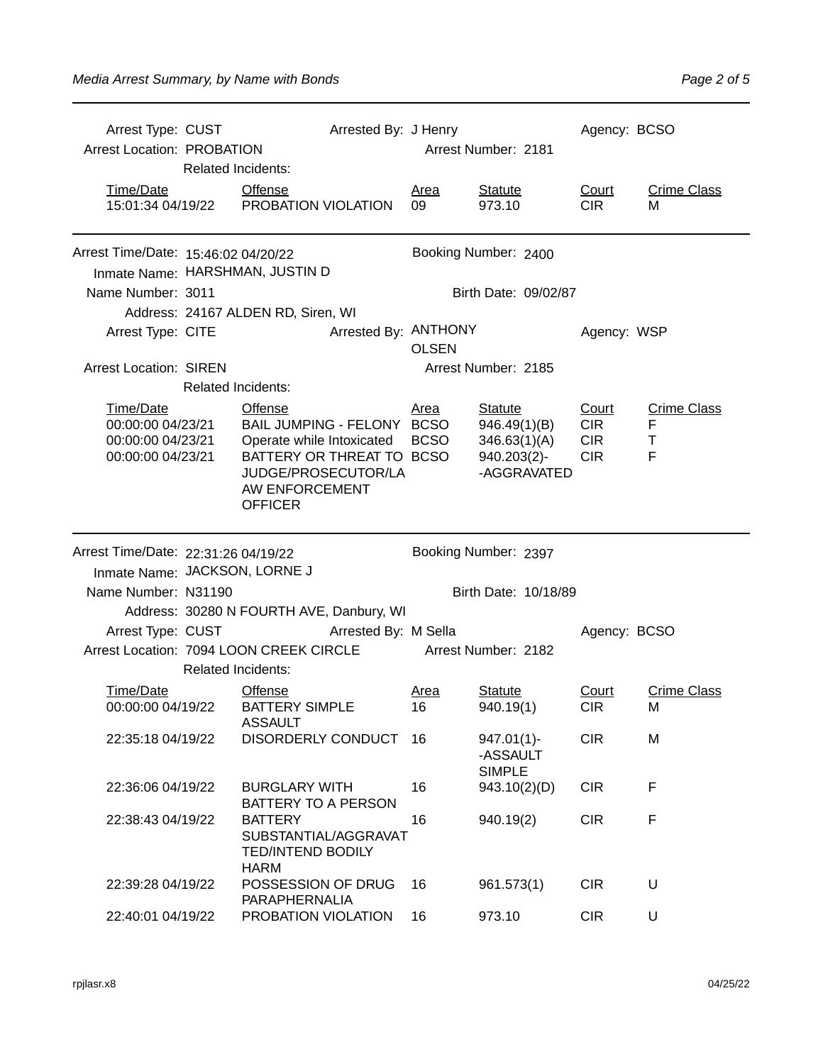Arrest Type: CUST | Arrested By: J Henry | Agency: BCSO
Arrest Location: PROBATION | Arrest Number: 2181
Related Incidents:

| Time/Date | Offense | Area | Statute | Court | Crime Class |
|---|---|---|---|---|---|
| 15:01:34 04/19/22 | PROBATION VIOLATION | 09 | 973.10 | CIR | M |

---

Arrest Time/Date: 15:46:02 04/20/22 | Booking Number: 2400
Inmate Name: HARSHMAN, JUSTIN D
Name Number: 3011 | Birth Date: 09/02/87
Address: 24167 ALDEN RD, Siren, WI
Arrest Type: CITE | Arrested By: ANTHONY OLSEN | Agency: WSP
Arrest Location: SIREN | Arrest Number: 2185
Related Incidents:

| Time/Date | Offense | Area | Statute | Court | Crime Class |
|---|---|---|---|---|---|
| 00:00:00 04/23/21 | BAIL JUMPING - FELONY | BCSO | 946.49(1)(B) | CIR | F |
| 00:00:00 04/23/21 | Operate while Intoxicated | BCSO | 346.63(1)(A) | CIR | T |
| 00:00:00 04/23/21 | BATTERY OR THREAT TO JUDGE/PROSECUTOR/LAW ENFORCEMENT OFFICER | BCSO | 940.203(2)--AGGRAVATED | CIR | F |

---

Arrest Time/Date: 22:31:26 04/19/22 | Booking Number: 2397
Inmate Name: JACKSON, LORNE J
Name Number: N31190 | Birth Date: 10/18/89
Address: 30280 N FOURTH AVE, Danbury, WI
Arrest Type: CUST | Arrested By: M Sella | Agency: BCSO
Arrest Location: 7094 LOON CREEK CIRCLE | Arrest Number: 2182
Related Incidents:

| Time/Date | Offense | Area | Statute | Court | Crime Class |
|---|---|---|---|---|---|
| 00:00:00 04/19/22 | BATTERY SIMPLE ASSAULT | 16 | 940.19(1) | CIR | M |
| 22:35:18 04/19/22 | DISORDERLY CONDUCT | 16 | 947.01(1)--ASSAULT SIMPLE | CIR | M |
| 22:36:06 04/19/22 | BURGLARY WITH BATTERY TO A PERSON | 16 | 943.10(2)(D) | CIR | F |
| 22:38:43 04/19/22 | BATTERY SUBSTANTIAL/AGGRAVATTED/INTEND BODILY HARM | 16 | 940.19(2) | CIR | F |
| 22:39:28 04/19/22 | POSSESSION OF DRUG PARAPHERNALIA | 16 | 961.573(1) | CIR | U |
| 22:40:01 04/19/22 | PROBATION VIOLATION | 16 | 973.10 | CIR | U |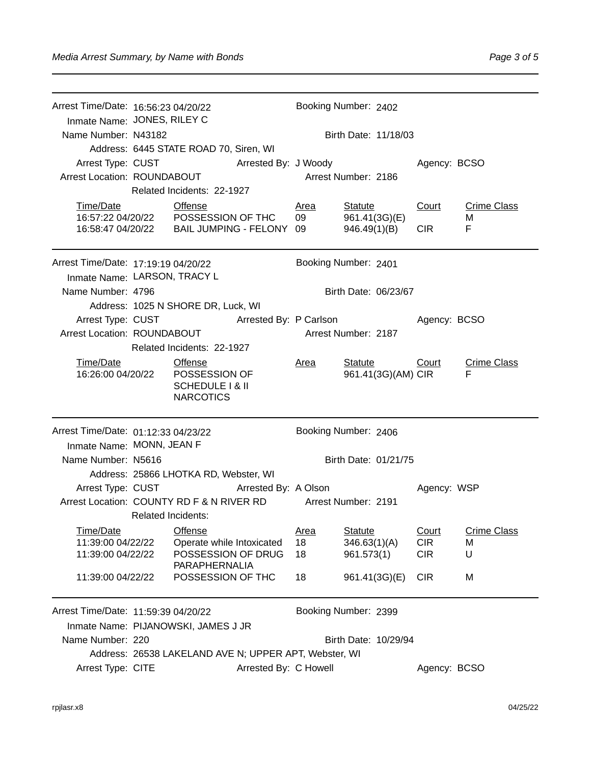---

Arrest Time/Date: 16:56:23 04/20/22 Booking Number: 2402
Inmate Name: JONES, RILEY C
Name Number: N43182 Birth Date: 11/18/03
Address: 6445 STATE ROAD 70, Siren, WI
Arrest Type: CUST Arrested By: J Woody Agency: BCSO
Arrest Location: ROUNDABOUT Arrest Number: 2186
Related Incidents: 22-1927

| Time/Date | Offense | Area | Statute | Court | Crime Class |
|---|---|---|---|---|---|
| 16:57:22 04/20/22 | POSSESSION OF THC | 09 | 961.41(3G)(E) | | M |
| 16:58:47 04/20/22 | BAIL JUMPING - FELONY | 09 | 946.49(1)(B) | CIR | F |

---

Arrest Time/Date: 17:19:19 04/20/22 Booking Number: 2401
Inmate Name: LARSON, TRACY L
Name Number: 4796 Birth Date: 06/23/67
Address: 1025 N SHORE DR, Luck, WI
Arrest Type: CUST Arrested By: P Carlson Agency: BCSO
Arrest Location: ROUNDABOUT Arrest Number: 2187
Related Incidents: 22-1927

| Time/Date | Offense | Area | Statute | Court | Crime Class |
|---|---|---|---|---|---|
| 16:26:00 04/20/22 | POSSESSION OF SCHEDULE I & II NARCOTICS | | 961.41(3G)(AM) | CIR | F |

---

Arrest Time/Date: 01:12:33 04/23/22 Booking Number: 2406
Inmate Name: MONN, JEAN F
Name Number: N5616 Birth Date: 01/21/75
Address: 25866 LHOTKA RD, Webster, WI
Arrest Type: CUST Arrested By: A Olson Agency: WSP
Arrest Location: COUNTY RD F & N RIVER RD Arrest Number: 2191
Related Incidents:

| Time/Date | Offense | Area | Statute | Court | Crime Class |
|---|---|---|---|---|---|
| 11:39:00 04/22/22 | Operate while Intoxicated | 18 | 346.63(1)(A) | CIR | M |
| 11:39:00 04/22/22 | POSSESSION OF DRUG PARAPHERNALIA | 18 | 961.573(1) | CIR | U |
| 11:39:00 04/22/22 | POSSESSION OF THC | 18 | 961.41(3G)(E) | CIR | M |

---

Arrest Time/Date: 11:59:39 04/20/22 Booking Number: 2399
Inmate Name: PIJANOWSKI, JAMES J JR
Name Number: 220 Birth Date: 10/29/94
Address: 26538 LAKELAND AVE N; UPPER APT, Webster, WI
Arrest Type: CITE Arrested By: C Howell Agency: BCSO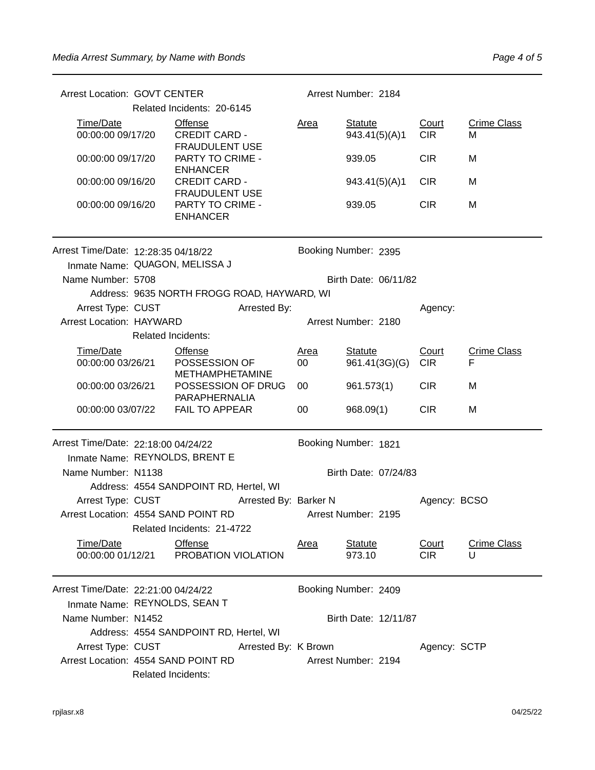Arrest Location: GOVT CENTER | Arrest Number: 2184

Related Incidents: 20-6145

| Time/Date | Offense | Area | Statute | Court | Crime Class |
|---|---|---|---|---|---|
| 00:00:00 09/17/20 | CREDIT CARD - FRAUDULENT USE | | 943.41(5)(A)1 | CIR | M |
| 00:00:00 09/17/20 | PARTY TO CRIME - ENHANCER | | 939.05 | CIR | M |
| 00:00:00 09/16/20 | CREDIT CARD - FRAUDULENT USE | | 943.41(5)(A)1 | CIR | M |
| 00:00:00 09/16/20 | PARTY TO CRIME - ENHANCER | | 939.05 | CIR | M |

---

Arrest Time/Date: 12:28:35 04/18/22 | Booking Number: 2395

Inmate Name: QUAGON, MELISSA J

Name Number: 5708 | Birth Date: 06/11/82

Address: 9635 NORTH FROGG ROAD, HAYWARD, WI

Arrest Type: CUST | Arrested By: | Agency:

Arrest Location: HAYWARD | Arrest Number: 2180

Related Incidents:

| Time/Date | Offense | Area | Statute | Court | Crime Class |
|---|---|---|---|---|---|
| 00:00:00 03/26/21 | POSSESSION OF METHAMPHETAMINE | 00 | 961.41(3G)(G) | CIR | F |
| 00:00:00 03/26/21 | POSSESSION OF DRUG PARAPHERNALIA | 00 | 961.573(1) | CIR | M |
| 00:00:00 03/07/22 | FAIL TO APPEAR | 00 | 968.09(1) | CIR | M |

---

Arrest Time/Date: 22:18:00 04/24/22 | Booking Number: 1821

Inmate Name: REYNOLDS, BRENT E

Name Number: N1138 | Birth Date: 07/24/83

Address: 4554 SANDPOINT RD, Hertel, WI

Arrest Type: CUST | Arrested By: Barker N | Agency: BCSO

Arrest Location: 4554 SAND POINT RD | Arrest Number: 2195

Related Incidents: 21-4722

| Time/Date | Offense | Area | Statute | Court | Crime Class |
|---|---|---|---|---|---|
| 00:00:00 01/12/21 | PROBATION VIOLATION | | 973.10 | CIR | U |

---

Arrest Time/Date: 22:21:00 04/24/22 | Booking Number: 2409

Inmate Name: REYNOLDS, SEAN T

Name Number: N1452 | Birth Date: 12/11/87

Address: 4554 SANDPOINT RD, Hertel, WI

Arrest Type: CUST | Arrested By: K Brown | Agency: SCTP

Arrest Location: 4554 SAND POINT RD | Arrest Number: 2194

Related Incidents: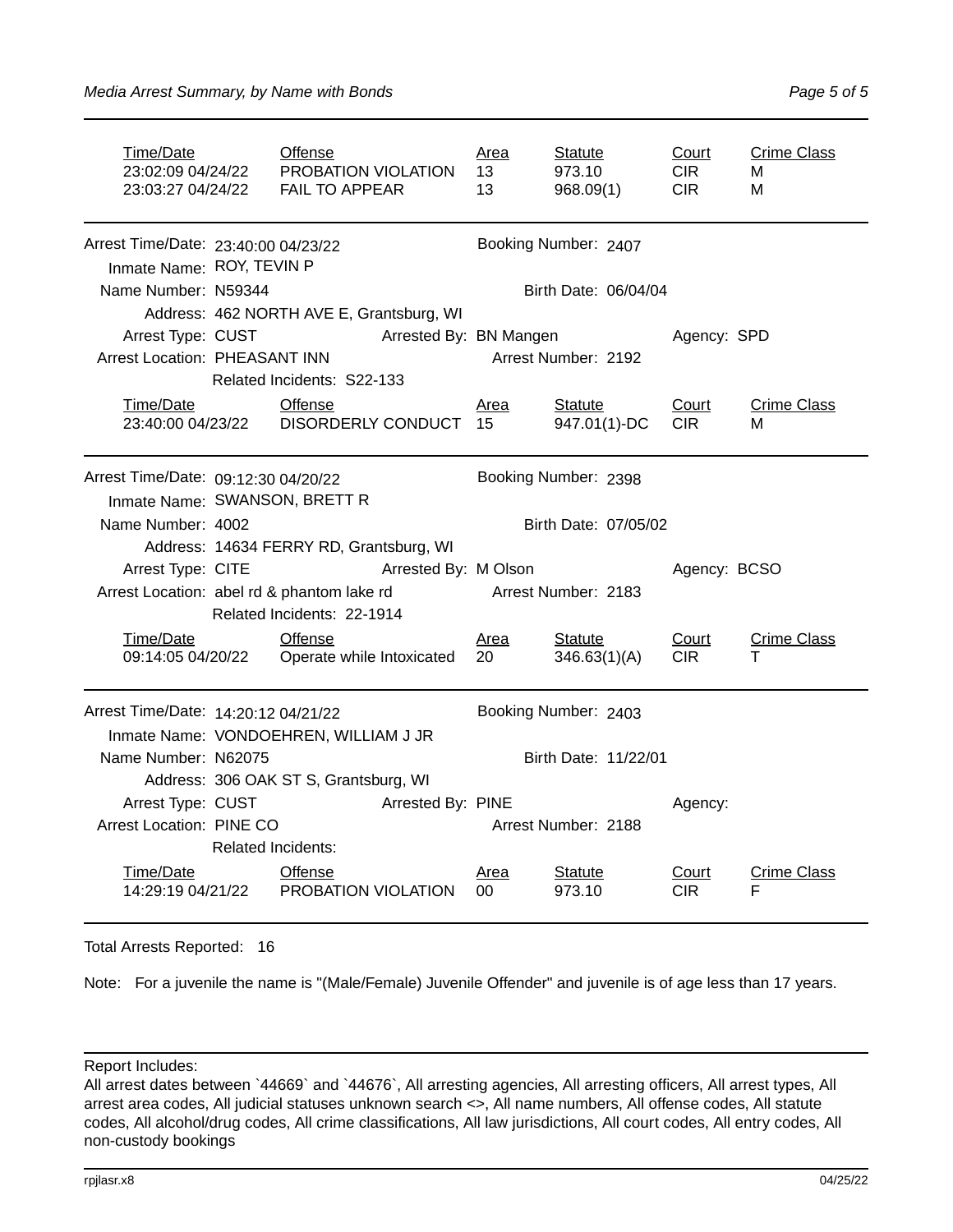| Time/Date | Offense | Area | Statute | Court | Crime Class |
|---|---|---|---|---|---|
| 23:02:09 04/24/22 | PROBATION VIOLATION | 13 | 973.10 | CIR | M |
| 23:03:27 04/24/22 | FAIL TO APPEAR | 13 | 968.09(1) | CIR | M |

---

Arrest Time/Date: 23:40:00 04/23/22 Booking Number: 2407
Inmate Name: ROY, TEVIN P
Name Number: N59344 Birth Date: 06/04/04
Address: 462 NORTH AVE E, Grantsburg, WI
Arrest Type: CUST Arrested By: BN Mangen Agency: SPD
Arrest Location: PHEASANT INN Arrest Number: 2192
Related Incidents: S22-133

| Time/Date | Offense | Area | Statute | Court | Crime Class |
|---|---|---|---|---|---|
| 23:40:00 04/23/22 | DISORDERLY CONDUCT | 15 | 947.01(1)-DC | CIR | M |

---

Arrest Time/Date: 09:12:30 04/20/22 Booking Number: 2398
Inmate Name: SWANSON, BRETT R
Name Number: 4002 Birth Date: 07/05/02
Address: 14634 FERRY RD, Grantsburg, WI
Arrest Type: CITE Arrested By: M Olson Agency: BCSO
Arrest Location: abel rd & phantom lake rd Arrest Number: 2183
Related Incidents: 22-1914

| Time/Date | Offense | Area | Statute | Court | Crime Class |
|---|---|---|---|---|---|
| 09:14:05 04/20/22 | Operate while Intoxicated | 20 | 346.63(1)(A) | CIR | T |

---

Arrest Time/Date: 14:20:12 04/21/22 Booking Number: 2403
Inmate Name: VONDOEHREN, WILLIAM J JR
Name Number: N62075 Birth Date: 11/22/01
Address: 306 OAK ST S, Grantsburg, WI
Arrest Type: CUST Arrested By: PINE Agency:
Arrest Location: PINE CO Arrest Number: 2188
Related Incidents:

| Time/Date | Offense | Area | Statute | Court | Crime Class |
|---|---|---|---|---|---|
| 14:29:19 04/21/22 | PROBATION VIOLATION | 00 | 973.10 | CIR | F |

---

Total Arrests Reported: 16

Note: For a juvenile the name is "(Male/Female) Juvenile Offender" and juvenile is of age less than 17 years.

Report Includes:
All arrest dates between `44669` and `44676`, All arresting agencies, All arresting officers, All arrest types, All arrest area codes, All judicial statuses unknown search <>, All name numbers, All offense codes, All statute codes, All alcohol/drug codes, All crime classifications, All law jurisdictions, All court codes, All entry codes, All non-custody bookings